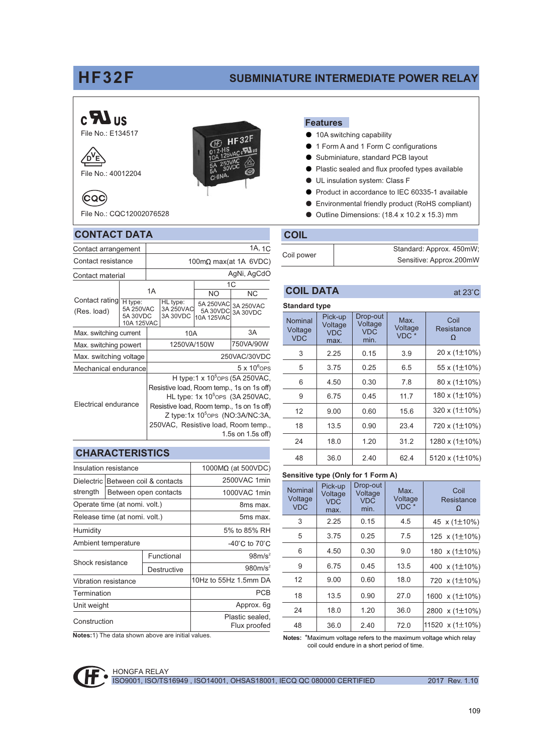# HF32F

## SUBMINIATURE INTERMEDIATE POWER RELAY

File No.: E134517

File No.: 40012204

File No.: CQC12002076528

## Features

- 10A switching capability
- 1 Form A and 1 Form C configurations
- Subminiature, standard PCB layout
- Plastic sealed and flux proofed types available
- UL insulation system: Class F
- Product in accordance to IEC 60335-1 available
- Environmental friendly product (RoHS compliant)
- Outline Dimensions: (18.4 x 10.2 x 15.3) mm

## CONTACT DATA

| Contact arrangement | | | 1A, 1C | |
|---|---|---|---|---|
| Contact resistance | | | 100mΩ max(at 1A 6VDC) | |
| Contact material | | | AgNi, AgCdO | |
| Contact rating (Res. load) | 1A | | 1C | |
| | | | NO | NC |
| | H type: 5A 250VAC 5A 30VDC 10A 125VAC | HL type: 3A 250VAC 3A 30VDC | 5A 250VAC 5A 30VDC 10A 125VAC | 3A 250VAC 3A 30VDC |
| Max. switching current | 10A | | | 3A |
| Max. switching powert | 1250VA/150W | | | 750VA/90W |
| Max. switching voltage | 250VAC/30VDC | | | |
| Mechanical endurance | $5 \times 10^6$ OPS | | | |
| Electrical endurance | H type: $1 \times 10^5$ OPS (5A 250VAC, Resistive load, Room temp., 1s on 1s off) HL type: $1 \times 10^5$ OPS (3A 250VAC, Resistive load, Room temp., 1s on 1s off) Z type: $1 \times 10^5$ OPS (NO:3A/NC:3A, 250VAC, Resistive load, Room temp., 1.5s on 1.5s off) | | | |

## CHARACTERISTICS

| Insulation resistance | | 1000MΩ (at 500VDC) |
|---|---|---|
| Dielectric strength | Between coil & contacts | 2500VAC 1min |
| | Between open contacts | 1000VAC 1min |
| Operate time (at nomi. volt.) | | 8ms max. |
| Release time (at nomi. volt.) | | 5ms max. |
| Humidity | | 5% to 85% RH |
| Ambient temperature | | -40°C to 70°C |
| Shock resistance | Functional | 98m/s² |
| | Destructive | 980m/s² |
| Vibration resistance | | 10Hz to 55Hz 1.5mm DA |
| Termination | | PCB |
| Unit weight | | Approx. 6g |
| Construction | | Plastic sealed, Flux proofed |

**Notes:** 1) The data shown above are initial values.

## COIL

| Coil power | Standard: Approx. 450mW; Sensitive: Approx.200mW |
|---|---|

## COIL DATA

at 23°C

**Standard type**

| Nominal Voltage VDC | Pick-up Voltage VDC max. | Drop-out Voltage VDC min. | Max. Voltage VDC * | Coil Resistance Ω |
|---|---|---|---|---|
| 3 | 2.25 | 0.15 | 3.9 | 20 x (1±10%) |
| 5 | 3.75 | 0.25 | 6.5 | 55 x (1±10%) |
| 6 | 4.50 | 0.30 | 7.8 | 80 x (1±10%) |
| 9 | 6.75 | 0.45 | 11.7 | 180 x (1±10%) |
| 12 | 9.00 | 0.60 | 15.6 | 320 x (1±10%) |
| 18 | 13.5 | 0.90 | 23.4 | 720 x (1±10%) |
| 24 | 18.0 | 1.20 | 31.2 | 1280 x (1±10%) |
| 48 | 36.0 | 2.40 | 62.4 | 5120 x (1±10%) |

**Sensitive type (Only for 1 Form A)**

| Nominal Voltage VDC | Pick-up Voltage VDC max. | Drop-out Voltage VDC min. | Max. Voltage VDC * | Coil Resistance Ω |
|---|---|---|---|---|
| 3 | 2.25 | 0.15 | 4.5 | 45 x (1±10%) |
| 5 | 3.75 | 0.25 | 7.5 | 125 x (1±10%) |
| 6 | 4.50 | 0.30 | 9.0 | 180 x (1±10%) |
| 9 | 6.75 | 0.45 | 13.5 | 400 x (1±10%) |
| 12 | 9.00 | 0.60 | 18.0 | 720 x (1±10%) |
| 18 | 13.5 | 0.90 | 27.0 | 1600 x (1±10%) |
| 24 | 18.0 | 1.20 | 36.0 | 2800 x (1±10%) |
| 48 | 36.0 | 2.40 | 72.0 | 11520 x (1±10%) |

**Notes:** *Maximum voltage refers to the maximum voltage which relay coil could endure in a short period of time.

HONGFA RELAY

ISO9001, ISO/TS16949 , ISO14001, OHSAS18001, IECQ QC 080000 CERTIFIED

2017 Rev. 1.10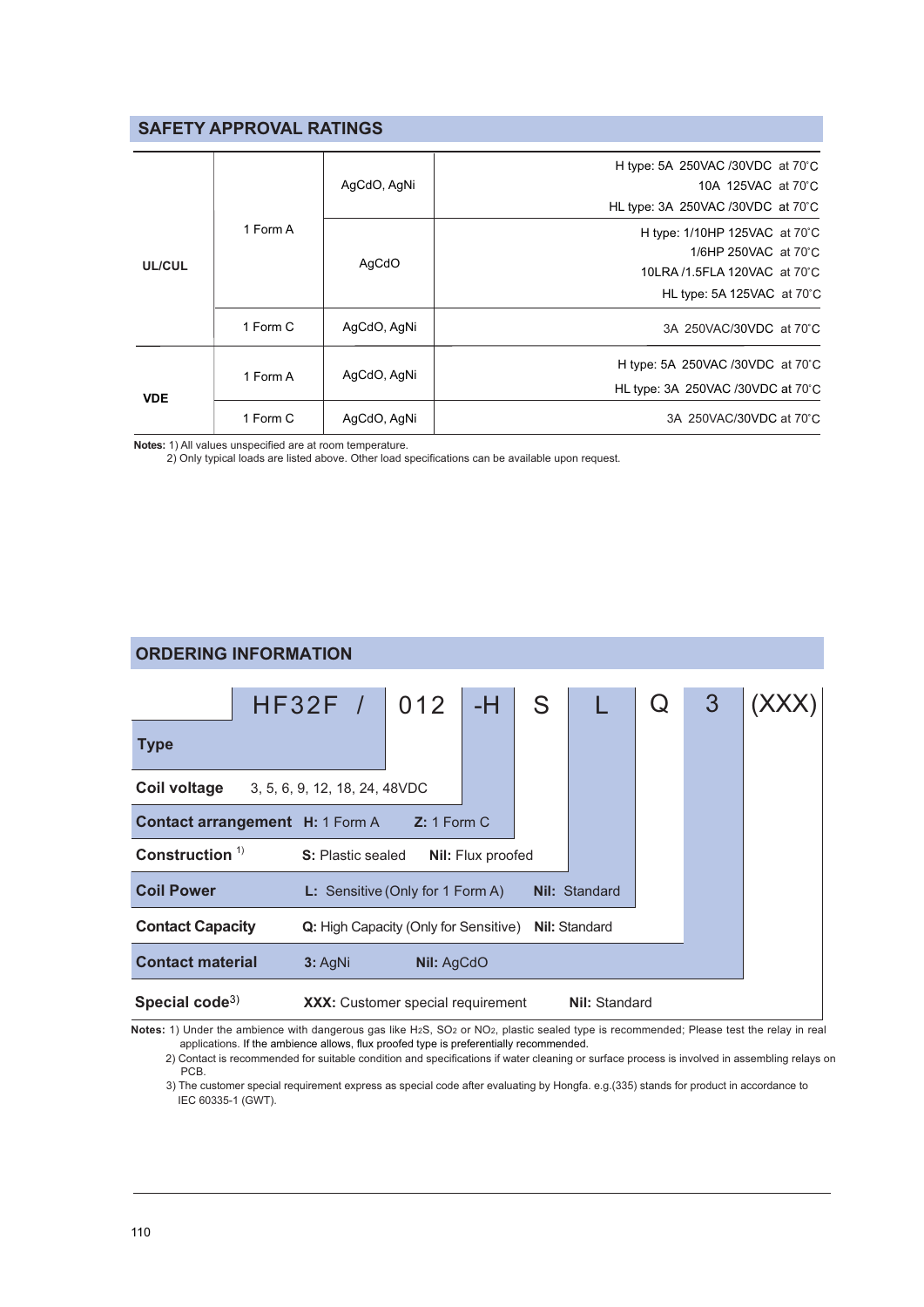## SAFETY APPROVAL RATINGS

| | | | |
|---|---|---|---|
| UL/CUL | 1 Form A | AgCdO, AgNi | H type: 5A 250VAC /30VDC at 70°C<br>10A 125VAC at 70°C<br>HL type: 3A 250VAC /30VDC at 70°C |
| | | AgCdO | H type: 1/10HP 125VAC at 70°C<br>1/6HP 250VAC at 70°C<br>10LRA /1.5FLA 120VAC at 70°C<br>HL type: 5A 125VAC at 70°C |
| | 1 Form C | AgCdO, AgNi | 3A 250VAC/30VDC at 70°C |
| VDE | 1 Form A | AgCdO, AgNi | H type: 5A 250VAC /30VDC at 70°C<br>HL type: 3A 250VAC /30VDC at 70°C |
| | 1 Form C | AgCdO, AgNi | 3A 250VAC/30VDC at 70°C |

**Notes:** 1) All values unspecified are at room temperature.
2) Only typical loads are listed above. Other load specifications can be available upon request.

## ORDERING INFORMATION

HF32F / 012 -H S L Q 3 (XXX)

| | | | |
|---|---|---|---|
| **Type** | HF32F | | |
| **Coil voltage** | 3, 5, 6, 9, 12, 18, 24, 48VDC | | |
| **Contact arrangement** | **H:** 1 Form A | **Z:** 1 Form C | |
| **Construction** [1] | **S:** Plastic sealed | **Nil:** Flux proofed | |
| **Coil Power** | **L:** Sensitive (Only for 1 Form A) | **Nil:** Standard | |
| **Contact Capacity** | **Q:** High Capacity (Only for Sensitive) | **Nil:** Standard | |
| **Contact material** | **3:** AgNi | **Nil:** AgCdO | |
| **Special code** [3] | **XXX:** Customer special requirement | **Nil:** Standard | |

**Notes:** 1) Under the ambience with dangerous gas like $H_2S$, $SO_2$ or $NO_2$, plastic sealed type is recommended; Please test the relay in real applications. If the ambience allows, flux proofed type is preferentially recommended.
2) Contact is recommended for suitable condition and specifications if water cleaning or surface process is involved in assembling relays on PCB.
3) The customer special requirement express as special code after evaluating by Hongfa. e.g.(335) stands for product in accordance to IEC 60335-1 (GWT).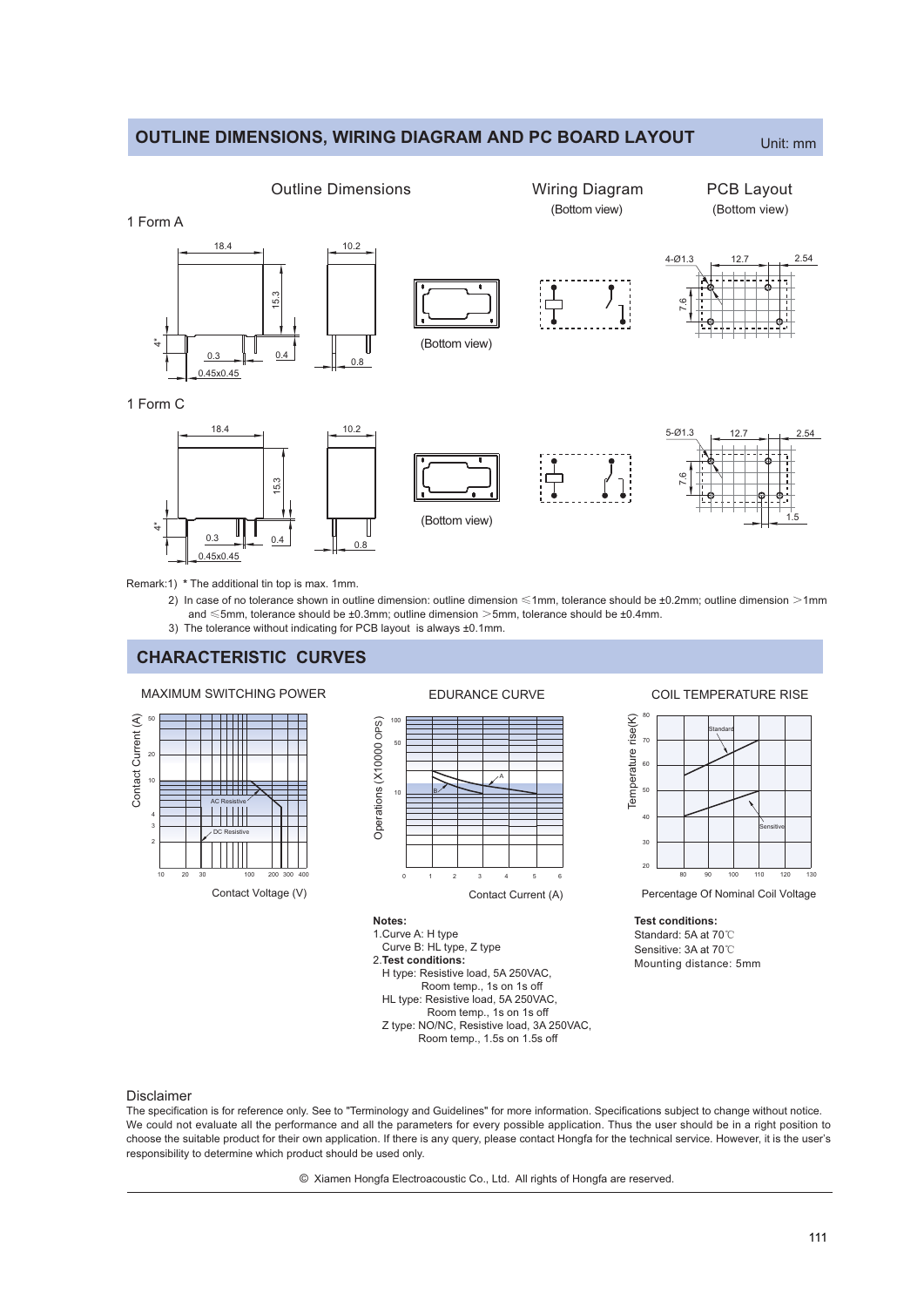## OUTLINE DIMENSIONS, WIRING DIAGRAM AND PC BOARD LAYOUT

Unit: mm

Outline Dimensions

Wiring Diagram
(Bottom view)

PCB Layout
(Bottom view)

1 Form A

18.4
10.2
15.3
4*
0.3
0.4
0.45x0.45
0.8
(Bottom view)
4-Ø1.3
12.7
2.54
7.6

1 Form C

18.4
10.2
15.3
4*
0.3
0.4
0.45x0.45
0.8
(Bottom view)
5-Ø1.3
12.7
2.54
7.6
1.5

Remark:1) * The additional tin top is max. 1mm.

2) In case of no tolerance shown in outline dimension: outline dimension ≤1mm, tolerance should be ±0.2mm; outline dimension >1mm and ≤5mm, tolerance should be ±0.3mm; outline dimension >5mm, tolerance should be ±0.4mm.

3) The tolerance without indicating for PCB layout is always ±0.1mm.

## CHARACTERISTIC CURVES

MAXIMUM SWITCHING POWER

Contact Current (A)
50
20
10
4
3
2
AC Resistive
DC Resistive
10 20 30 100 200 300 400
Contact Voltage (V)

EDURANCE CURVE

Operations (X10000 OPS)
100
50
10
A
B
0 1 2 3 4 5 6
Contact Current (A)

COIL TEMPERATURE RISE

Temperature rise(K)
80
70
60
50
40
30
20
Standard
Sensitive
80 90 100 110 120 130
Percentage Of Nominal Coil Voltage

**Notes:**
1.Curve A: H type
Curve B: HL type, Z type
2.**Test conditions:**
H type: Resistive load, 5A 250VAC,
Room temp., 1s on 1s off
HL type: Resistive load, 5A 250VAC,
Room temp., 1s on 1s off
Z type: NO/NC, Resistive load, 3A 250VAC,
Room temp., 1.5s on 1.5s off

**Test conditions:**
Standard: 5A at 70℃
Sensitive: 3A at 70℃
Mounting distance: 5mm

Disclaimer

The specification is for reference only. See to "Terminology and Guidelines" for more information. Specifications subject to change without notice. We could not evaluate all the performance and all the parameters for every possible application. Thus the user should be in a right position to choose the suitable product for their own application. If there is any query, please contact Hongfa for the technical service. However, it is the user's responsibility to determine which product should be used only.

© Xiamen Hongfa Electroacoustic Co., Ltd. All rights of Hongfa are reserved.